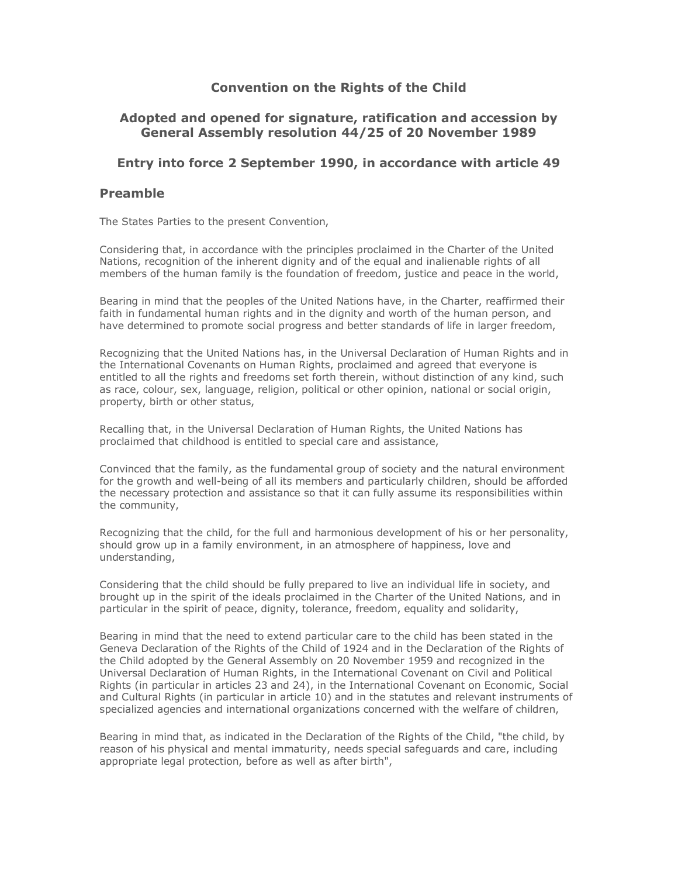# Convention on the Rights of the Child

## Adopted and opened for signature, ratification and accession by General Assembly resolution 44/25 of 20 November 1989

## Entry into force 2 September 1990, in accordance with article 49

### Preamble

The States Parties to the present Convention,

Considering that, in accordance with the principles proclaimed in the Charter of the United Nations, recognition of the inherent dignity and of the equal and inalienable rights of all members of the human family is the foundation of freedom, justice and peace in the world,

Bearing in mind that the peoples of the United Nations have, in the Charter, reaffirmed their faith in fundamental human rights and in the dignity and worth of the human person, and have determined to promote social progress and better standards of life in larger freedom,

Recognizing that the United Nations has, in the Universal Declaration of Human Rights and in the International Covenants on Human Rights, proclaimed and agreed that everyone is entitled to all the rights and freedoms set forth therein, without distinction of any kind, such as race, colour, sex, language, religion, political or other opinion, national or social origin, property, birth or other status,

Recalling that, in the Universal Declaration of Human Rights, the United Nations has proclaimed that childhood is entitled to special care and assistance,

Convinced that the family, as the fundamental group of society and the natural environment for the growth and well-being of all its members and particularly children, should be afforded the necessary protection and assistance so that it can fully assume its responsibilities within the community,

Recognizing that the child, for the full and harmonious development of his or her personality, should grow up in a family environment, in an atmosphere of happiness, love and understanding,

Considering that the child should be fully prepared to live an individual life in society, and brought up in the spirit of the ideals proclaimed in the Charter of the United Nations, and in particular in the spirit of peace, dignity, tolerance, freedom, equality and solidarity,

Bearing in mind that the need to extend particular care to the child has been stated in the Geneva Declaration of the Rights of the Child of 1924 and in the Declaration of the Rights of the Child adopted by the General Assembly on 20 November 1959 and recognized in the Universal Declaration of Human Rights, in the International Covenant on Civil and Political Rights (in particular in articles 23 and 24), in the International Covenant on Economic, Social and Cultural Rights (in particular in article 10) and in the statutes and relevant instruments of specialized agencies and international organizations concerned with the welfare of children,

Bearing in mind that, as indicated in the Declaration of the Rights of the Child, "the child, by reason of his physical and mental immaturity, needs special safeguards and care, including appropriate legal protection, before as well as after birth",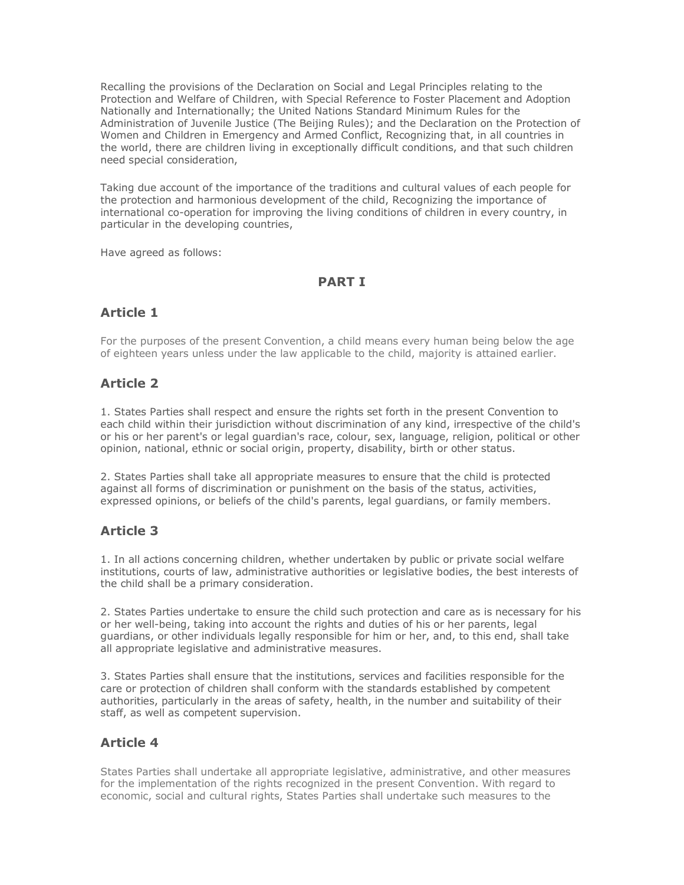Recalling the provisions of the Declaration on Social and Legal Principles relating to the Protection and Welfare of Children, with Special Reference to Foster Placement and Adoption Nationally and Internationally; the United Nations Standard Minimum Rules for the Administration of Juvenile Justice (The Beijing Rules); and the Declaration on the Protection of Women and Children in Emergency and Armed Conflict, Recognizing that, in all countries in the world, there are children living in exceptionally difficult conditions, and that such children need special consideration,

Taking due account of the importance of the traditions and cultural values of each people for the protection and harmonious development of the child, Recognizing the importance of international co-operation for improving the living conditions of children in every country, in particular in the developing countries,

Have agreed as follows:

## PART I

### Article 1

For the purposes of the present Convention, a child means every human being below the age of eighteen years unless under the law applicable to the child, majority is attained earlier.

### Article 2

1. States Parties shall respect and ensure the rights set forth in the present Convention to each child within their jurisdiction without discrimination of any kind, irrespective of the child's or his or her parent's or legal guardian's race, colour, sex, language, religion, political or other opinion, national, ethnic or social origin, property, disability, birth or other status.

2. States Parties shall take all appropriate measures to ensure that the child is protected against all forms of discrimination or punishment on the basis of the status, activities, expressed opinions, or beliefs of the child's parents, legal guardians, or family members.

### Article 3

1. In all actions concerning children, whether undertaken by public or private social welfare institutions, courts of law, administrative authorities or legislative bodies, the best interests of the child shall be a primary consideration.

2. States Parties undertake to ensure the child such protection and care as is necessary for his or her well-being, taking into account the rights and duties of his or her parents, legal guardians, or other individuals legally responsible for him or her, and, to this end, shall take all appropriate legislative and administrative measures.

3. States Parties shall ensure that the institutions, services and facilities responsible for the care or protection of children shall conform with the standards established by competent authorities, particularly in the areas of safety, health, in the number and suitability of their staff, as well as competent supervision.

### Article 4

States Parties shall undertake all appropriate legislative, administrative, and other measures for the implementation of the rights recognized in the present Convention. With regard to economic, social and cultural rights, States Parties shall undertake such measures to the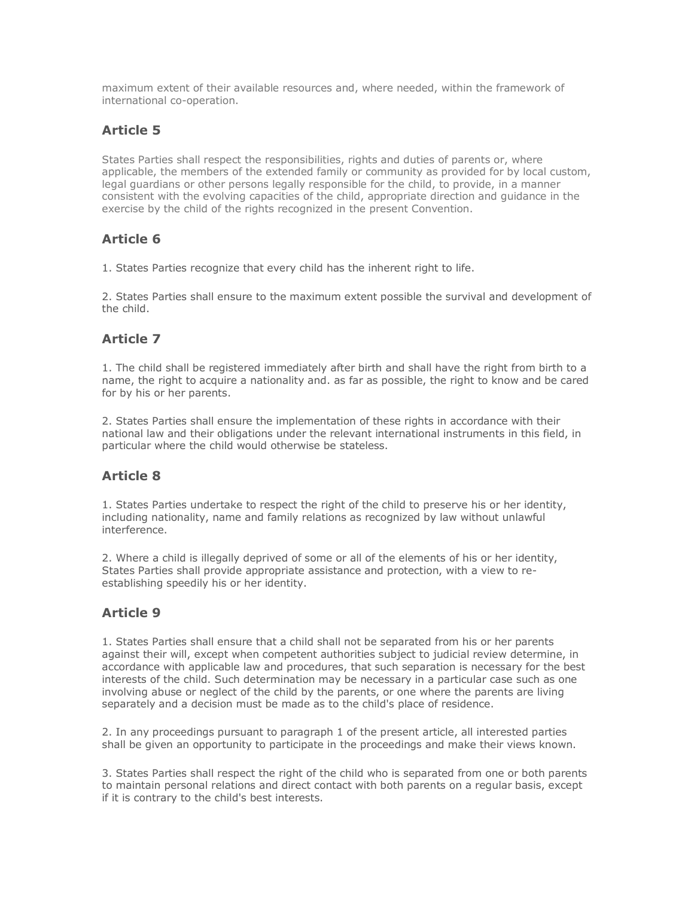maximum extent of their available resources and, where needed, within the framework of international co-operation.

## Article 5

States Parties shall respect the responsibilities, rights and duties of parents or, where applicable, the members of the extended family or community as provided for by local custom, legal guardians or other persons legally responsible for the child, to provide, in a manner consistent with the evolving capacities of the child, appropriate direction and guidance in the exercise by the child of the rights recognized in the present Convention.

## Article 6

1. States Parties recognize that every child has the inherent right to life.

2. States Parties shall ensure to the maximum extent possible the survival and development of the child.

## Article 7

1. The child shall be registered immediately after birth and shall have the right from birth to a name, the right to acquire a nationality and. as far as possible, the right to know and be cared for by his or her parents.

2. States Parties shall ensure the implementation of these rights in accordance with their national law and their obligations under the relevant international instruments in this field, in particular where the child would otherwise be stateless.

## Article 8

1. States Parties undertake to respect the right of the child to preserve his or her identity, including nationality, name and family relations as recognized by law without unlawful interference.

2. Where a child is illegally deprived of some or all of the elements of his or her identity, States Parties shall provide appropriate assistance and protection, with a view to re-establishing speedily his or her identity.

## Article 9

1. States Parties shall ensure that a child shall not be separated from his or her parents against their will, except when competent authorities subject to judicial review determine, in accordance with applicable law and procedures, that such separation is necessary for the best interests of the child. Such determination may be necessary in a particular case such as one involving abuse or neglect of the child by the parents, or one where the parents are living separately and a decision must be made as to the child's place of residence.

2. In any proceedings pursuant to paragraph 1 of the present article, all interested parties shall be given an opportunity to participate in the proceedings and make their views known.

3. States Parties shall respect the right of the child who is separated from one or both parents to maintain personal relations and direct contact with both parents on a regular basis, except if it is contrary to the child's best interests.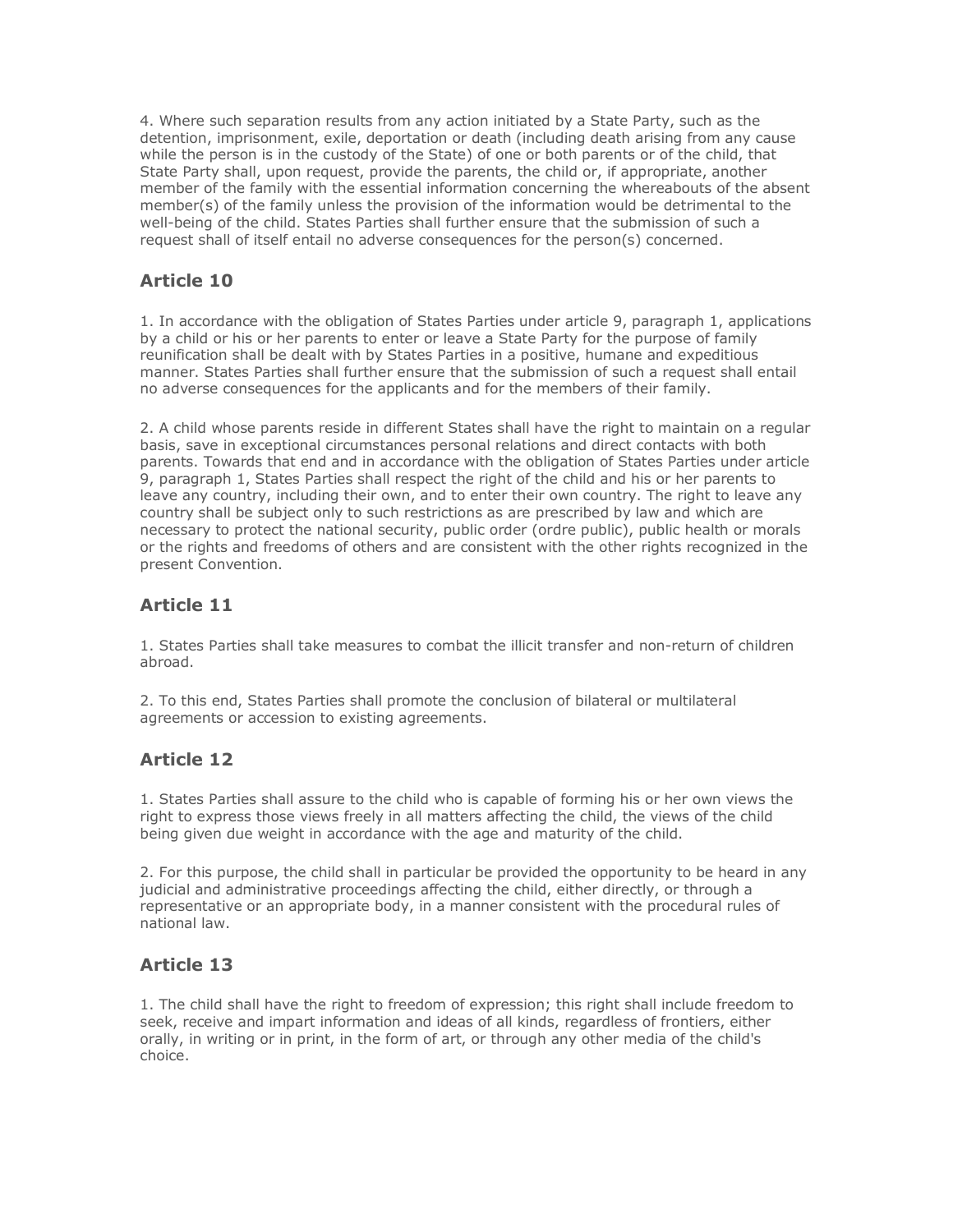4. Where such separation results from any action initiated by a State Party, such as the detention, imprisonment, exile, deportation or death (including death arising from any cause while the person is in the custody of the State) of one or both parents or of the child, that State Party shall, upon request, provide the parents, the child or, if appropriate, another member of the family with the essential information concerning the whereabouts of the absent member(s) of the family unless the provision of the information would be detrimental to the well-being of the child. States Parties shall further ensure that the submission of such a request shall of itself entail no adverse consequences for the person(s) concerned.

## Article 10

1. In accordance with the obligation of States Parties under article 9, paragraph 1, applications by a child or his or her parents to enter or leave a State Party for the purpose of family reunification shall be dealt with by States Parties in a positive, humane and expeditious manner. States Parties shall further ensure that the submission of such a request shall entail no adverse consequences for the applicants and for the members of their family.

2. A child whose parents reside in different States shall have the right to maintain on a regular basis, save in exceptional circumstances personal relations and direct contacts with both parents. Towards that end and in accordance with the obligation of States Parties under article 9, paragraph 1, States Parties shall respect the right of the child and his or her parents to leave any country, including their own, and to enter their own country. The right to leave any country shall be subject only to such restrictions as are prescribed by law and which are necessary to protect the national security, public order (ordre public), public health or morals or the rights and freedoms of others and are consistent with the other rights recognized in the present Convention.

## Article 11

1. States Parties shall take measures to combat the illicit transfer and non-return of children abroad.

2. To this end, States Parties shall promote the conclusion of bilateral or multilateral agreements or accession to existing agreements.

## Article 12

1. States Parties shall assure to the child who is capable of forming his or her own views the right to express those views freely in all matters affecting the child, the views of the child being given due weight in accordance with the age and maturity of the child.

2. For this purpose, the child shall in particular be provided the opportunity to be heard in any judicial and administrative proceedings affecting the child, either directly, or through a representative or an appropriate body, in a manner consistent with the procedural rules of national law.

## Article 13

1. The child shall have the right to freedom of expression; this right shall include freedom to seek, receive and impart information and ideas of all kinds, regardless of frontiers, either orally, in writing or in print, in the form of art, or through any other media of the child's choice.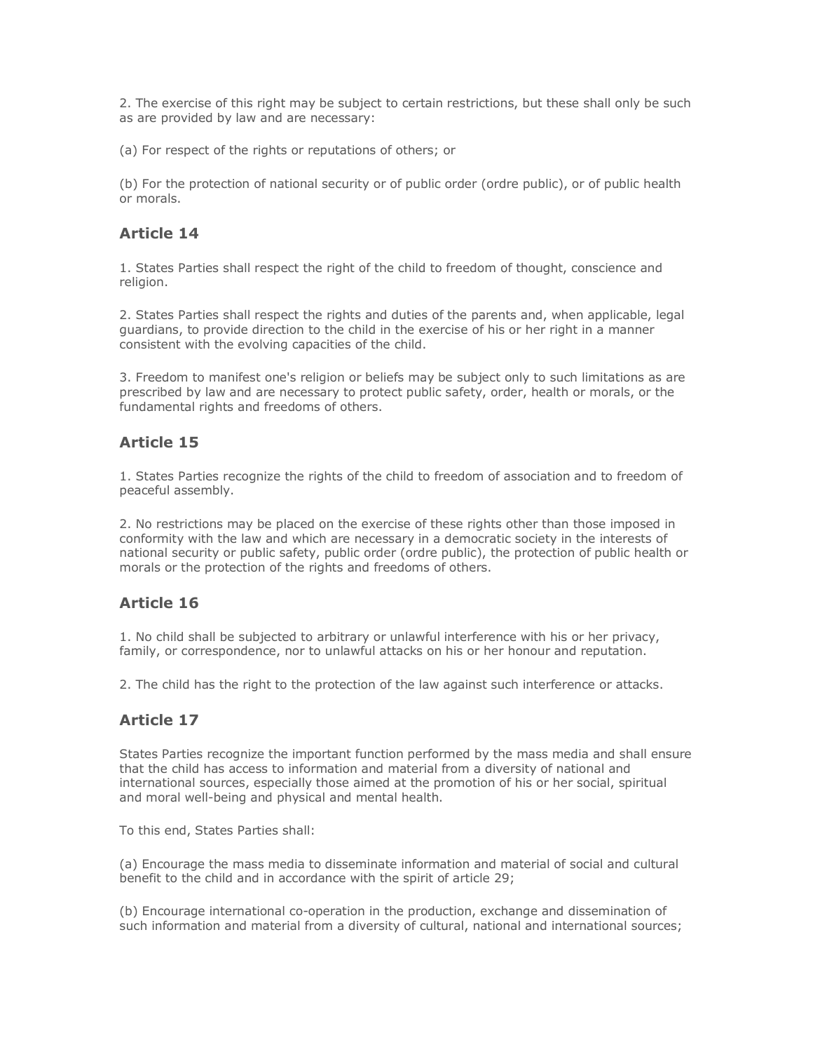2. The exercise of this right may be subject to certain restrictions, but these shall only be such as are provided by law and are necessary:

(a) For respect of the rights or reputations of others; or

(b) For the protection of national security or of public order (ordre public), or of public health or morals.

## Article 14

1. States Parties shall respect the right of the child to freedom of thought, conscience and religion.

2. States Parties shall respect the rights and duties of the parents and, when applicable, legal guardians, to provide direction to the child in the exercise of his or her right in a manner consistent with the evolving capacities of the child.

3. Freedom to manifest one's religion or beliefs may be subject only to such limitations as are prescribed by law and are necessary to protect public safety, order, health or morals, or the fundamental rights and freedoms of others.

## Article 15

1. States Parties recognize the rights of the child to freedom of association and to freedom of peaceful assembly.

2. No restrictions may be placed on the exercise of these rights other than those imposed in conformity with the law and which are necessary in a democratic society in the interests of national security or public safety, public order (ordre public), the protection of public health or morals or the protection of the rights and freedoms of others.

## Article 16

1. No child shall be subjected to arbitrary or unlawful interference with his or her privacy, family, or correspondence, nor to unlawful attacks on his or her honour and reputation.

2. The child has the right to the protection of the law against such interference or attacks.

## Article 17

States Parties recognize the important function performed by the mass media and shall ensure that the child has access to information and material from a diversity of national and international sources, especially those aimed at the promotion of his or her social, spiritual and moral well-being and physical and mental health.

To this end, States Parties shall:

(a) Encourage the mass media to disseminate information and material of social and cultural benefit to the child and in accordance with the spirit of article 29;

(b) Encourage international co-operation in the production, exchange and dissemination of such information and material from a diversity of cultural, national and international sources;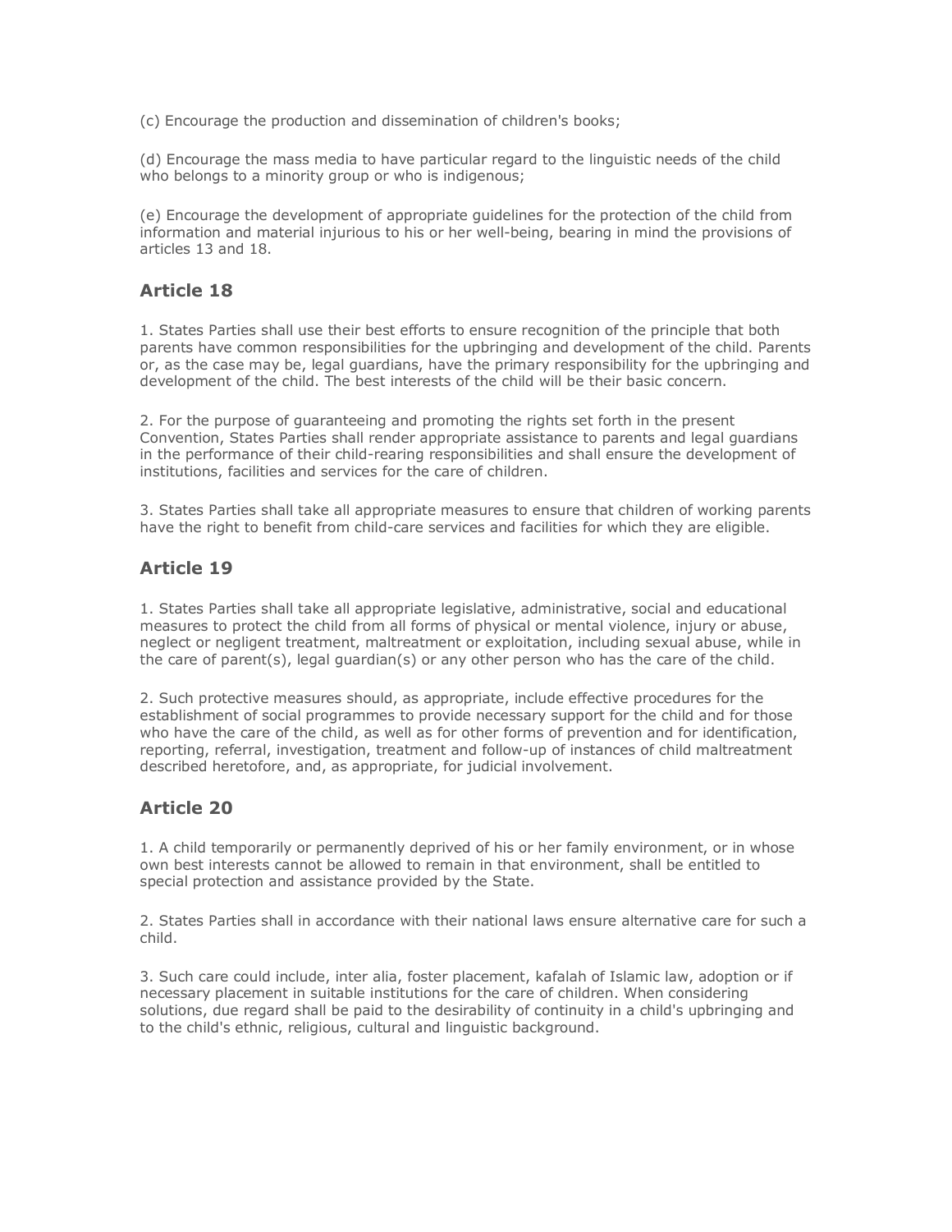(c) Encourage the production and dissemination of children's books;

(d) Encourage the mass media to have particular regard to the linguistic needs of the child who belongs to a minority group or who is indigenous;

(e) Encourage the development of appropriate guidelines for the protection of the child from information and material injurious to his or her well-being, bearing in mind the provisions of articles 13 and 18.

## Article 18

1. States Parties shall use their best efforts to ensure recognition of the principle that both parents have common responsibilities for the upbringing and development of the child. Parents or, as the case may be, legal guardians, have the primary responsibility for the upbringing and development of the child. The best interests of the child will be their basic concern.

2. For the purpose of guaranteeing and promoting the rights set forth in the present Convention, States Parties shall render appropriate assistance to parents and legal guardians in the performance of their child-rearing responsibilities and shall ensure the development of institutions, facilities and services for the care of children.

3. States Parties shall take all appropriate measures to ensure that children of working parents have the right to benefit from child-care services and facilities for which they are eligible.

## Article 19

1. States Parties shall take all appropriate legislative, administrative, social and educational measures to protect the child from all forms of physical or mental violence, injury or abuse, neglect or negligent treatment, maltreatment or exploitation, including sexual abuse, while in the care of parent(s), legal guardian(s) or any other person who has the care of the child.

2. Such protective measures should, as appropriate, include effective procedures for the establishment of social programmes to provide necessary support for the child and for those who have the care of the child, as well as for other forms of prevention and for identification, reporting, referral, investigation, treatment and follow-up of instances of child maltreatment described heretofore, and, as appropriate, for judicial involvement.

## Article 20

1. A child temporarily or permanently deprived of his or her family environment, or in whose own best interests cannot be allowed to remain in that environment, shall be entitled to special protection and assistance provided by the State.

2. States Parties shall in accordance with their national laws ensure alternative care for such a child.

3. Such care could include, inter alia, foster placement, kafalah of Islamic law, adoption or if necessary placement in suitable institutions for the care of children. When considering solutions, due regard shall be paid to the desirability of continuity in a child's upbringing and to the child's ethnic, religious, cultural and linguistic background.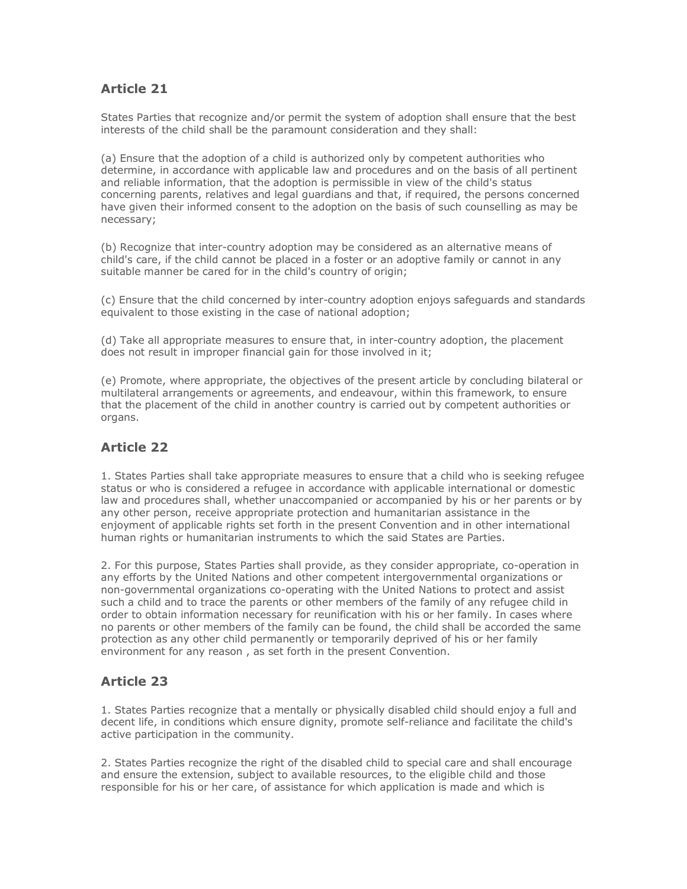## Article 21

States Parties that recognize and/or permit the system of adoption shall ensure that the best interests of the child shall be the paramount consideration and they shall:

(a) Ensure that the adoption of a child is authorized only by competent authorities who determine, in accordance with applicable law and procedures and on the basis of all pertinent and reliable information, that the adoption is permissible in view of the child's status concerning parents, relatives and legal guardians and that, if required, the persons concerned have given their informed consent to the adoption on the basis of such counselling as may be necessary;

(b) Recognize that inter-country adoption may be considered as an alternative means of child's care, if the child cannot be placed in a foster or an adoptive family or cannot in any suitable manner be cared for in the child's country of origin;

(c) Ensure that the child concerned by inter-country adoption enjoys safeguards and standards equivalent to those existing in the case of national adoption;

(d) Take all appropriate measures to ensure that, in inter-country adoption, the placement does not result in improper financial gain for those involved in it;

(e) Promote, where appropriate, the objectives of the present article by concluding bilateral or multilateral arrangements or agreements, and endeavour, within this framework, to ensure that the placement of the child in another country is carried out by competent authorities or organs.

## Article 22

1. States Parties shall take appropriate measures to ensure that a child who is seeking refugee status or who is considered a refugee in accordance with applicable international or domestic law and procedures shall, whether unaccompanied or accompanied by his or her parents or by any other person, receive appropriate protection and humanitarian assistance in the enjoyment of applicable rights set forth in the present Convention and in other international human rights or humanitarian instruments to which the said States are Parties.

2. For this purpose, States Parties shall provide, as they consider appropriate, co-operation in any efforts by the United Nations and other competent intergovernmental organizations or non-governmental organizations co-operating with the United Nations to protect and assist such a child and to trace the parents or other members of the family of any refugee child in order to obtain information necessary for reunification with his or her family. In cases where no parents or other members of the family can be found, the child shall be accorded the same protection as any other child permanently or temporarily deprived of his or her family environment for any reason , as set forth in the present Convention.

## Article 23

1. States Parties recognize that a mentally or physically disabled child should enjoy a full and decent life, in conditions which ensure dignity, promote self-reliance and facilitate the child's active participation in the community.

2. States Parties recognize the right of the disabled child to special care and shall encourage and ensure the extension, subject to available resources, to the eligible child and those responsible for his or her care, of assistance for which application is made and which is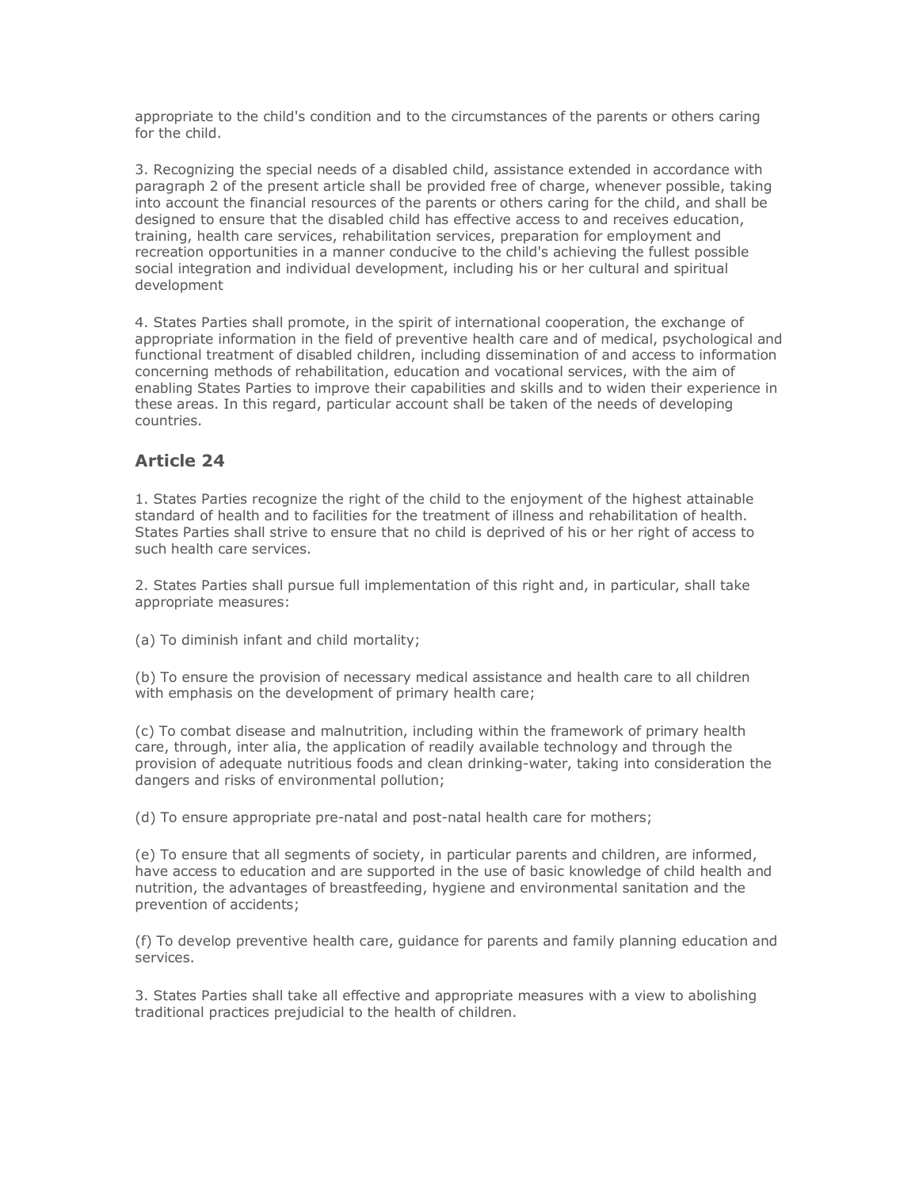appropriate to the child's condition and to the circumstances of the parents or others caring for the child.

3. Recognizing the special needs of a disabled child, assistance extended in accordance with paragraph 2 of the present article shall be provided free of charge, whenever possible, taking into account the financial resources of the parents or others caring for the child, and shall be designed to ensure that the disabled child has effective access to and receives education, training, health care services, rehabilitation services, preparation for employment and recreation opportunities in a manner conducive to the child's achieving the fullest possible social integration and individual development, including his or her cultural and spiritual development

4. States Parties shall promote, in the spirit of international cooperation, the exchange of appropriate information in the field of preventive health care and of medical, psychological and functional treatment of disabled children, including dissemination of and access to information concerning methods of rehabilitation, education and vocational services, with the aim of enabling States Parties to improve their capabilities and skills and to widen their experience in these areas. In this regard, particular account shall be taken of the needs of developing countries.

## Article 24

1. States Parties recognize the right of the child to the enjoyment of the highest attainable standard of health and to facilities for the treatment of illness and rehabilitation of health. States Parties shall strive to ensure that no child is deprived of his or her right of access to such health care services.

2. States Parties shall pursue full implementation of this right and, in particular, shall take appropriate measures:

(a) To diminish infant and child mortality;

(b) To ensure the provision of necessary medical assistance and health care to all children with emphasis on the development of primary health care;

(c) To combat disease and malnutrition, including within the framework of primary health care, through, inter alia, the application of readily available technology and through the provision of adequate nutritious foods and clean drinking-water, taking into consideration the dangers and risks of environmental pollution;

(d) To ensure appropriate pre-natal and post-natal health care for mothers;

(e) To ensure that all segments of society, in particular parents and children, are informed, have access to education and are supported in the use of basic knowledge of child health and nutrition, the advantages of breastfeeding, hygiene and environmental sanitation and the prevention of accidents;

(f) To develop preventive health care, guidance for parents and family planning education and services.

3. States Parties shall take all effective and appropriate measures with a view to abolishing traditional practices prejudicial to the health of children.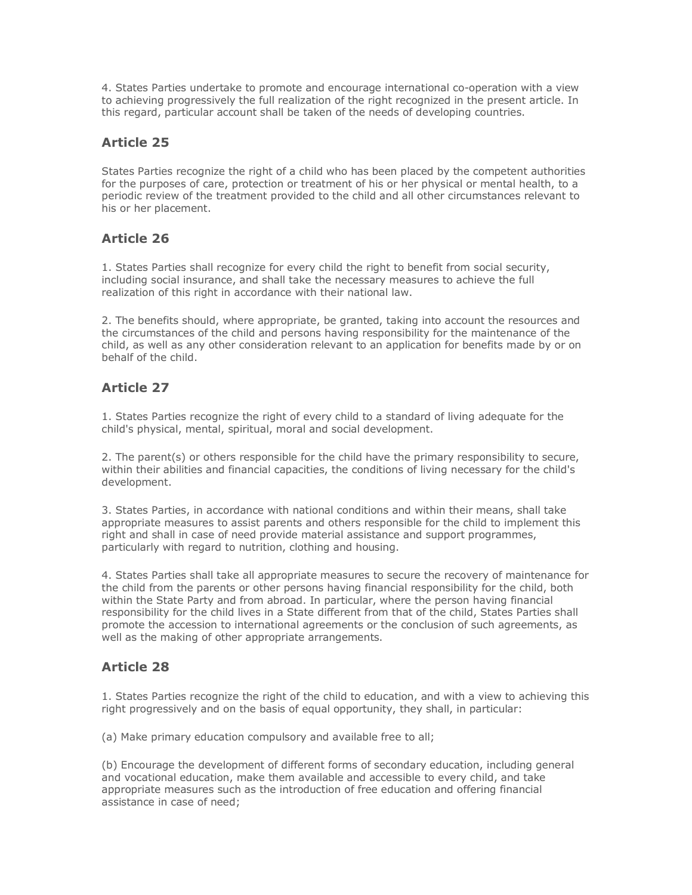4. States Parties undertake to promote and encourage international co-operation with a view to achieving progressively the full realization of the right recognized in the present article. In this regard, particular account shall be taken of the needs of developing countries.

## Article 25

States Parties recognize the right of a child who has been placed by the competent authorities for the purposes of care, protection or treatment of his or her physical or mental health, to a periodic review of the treatment provided to the child and all other circumstances relevant to his or her placement.

## Article 26

1. States Parties shall recognize for every child the right to benefit from social security, including social insurance, and shall take the necessary measures to achieve the full realization of this right in accordance with their national law.

2. The benefits should, where appropriate, be granted, taking into account the resources and the circumstances of the child and persons having responsibility for the maintenance of the child, as well as any other consideration relevant to an application for benefits made by or on behalf of the child.

## Article 27

1. States Parties recognize the right of every child to a standard of living adequate for the child's physical, mental, spiritual, moral and social development.

2. The parent(s) or others responsible for the child have the primary responsibility to secure, within their abilities and financial capacities, the conditions of living necessary for the child's development.

3. States Parties, in accordance with national conditions and within their means, shall take appropriate measures to assist parents and others responsible for the child to implement this right and shall in case of need provide material assistance and support programmes, particularly with regard to nutrition, clothing and housing.

4. States Parties shall take all appropriate measures to secure the recovery of maintenance for the child from the parents or other persons having financial responsibility for the child, both within the State Party and from abroad. In particular, where the person having financial responsibility for the child lives in a State different from that of the child, States Parties shall promote the accession to international agreements or the conclusion of such agreements, as well as the making of other appropriate arrangements.

## Article 28

1. States Parties recognize the right of the child to education, and with a view to achieving this right progressively and on the basis of equal opportunity, they shall, in particular:

(a) Make primary education compulsory and available free to all;

(b) Encourage the development of different forms of secondary education, including general and vocational education, make them available and accessible to every child, and take appropriate measures such as the introduction of free education and offering financial assistance in case of need;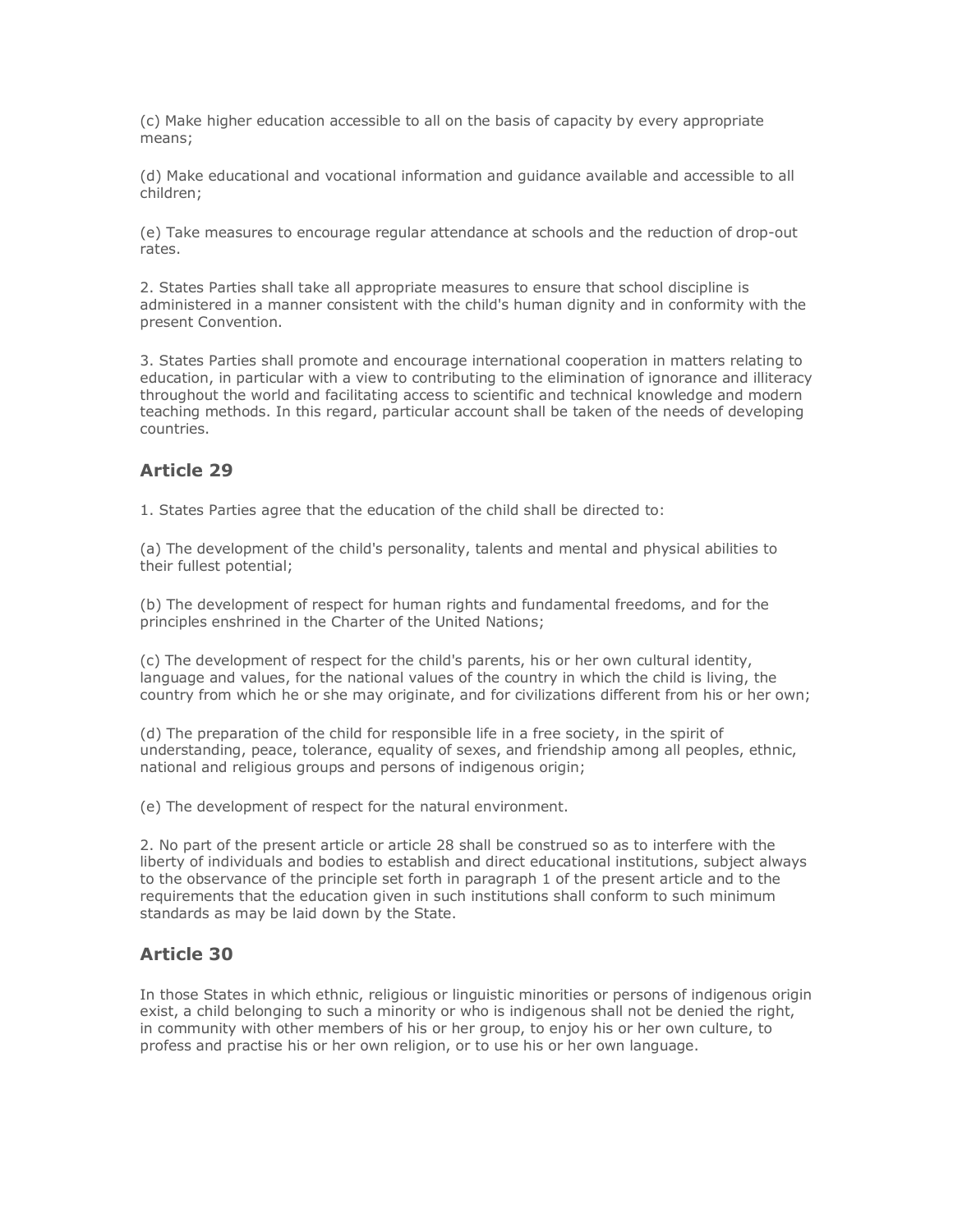(c) Make higher education accessible to all on the basis of capacity by every appropriate means;

(d) Make educational and vocational information and guidance available and accessible to all children;

(e) Take measures to encourage regular attendance at schools and the reduction of drop-out rates.

2. States Parties shall take all appropriate measures to ensure that school discipline is administered in a manner consistent with the child's human dignity and in conformity with the present Convention.

3. States Parties shall promote and encourage international cooperation in matters relating to education, in particular with a view to contributing to the elimination of ignorance and illiteracy throughout the world and facilitating access to scientific and technical knowledge and modern teaching methods. In this regard, particular account shall be taken of the needs of developing countries.

## Article 29

1. States Parties agree that the education of the child shall be directed to:

(a) The development of the child's personality, talents and mental and physical abilities to their fullest potential;

(b) The development of respect for human rights and fundamental freedoms, and for the principles enshrined in the Charter of the United Nations;

(c) The development of respect for the child's parents, his or her own cultural identity, language and values, for the national values of the country in which the child is living, the country from which he or she may originate, and for civilizations different from his or her own;

(d) The preparation of the child for responsible life in a free society, in the spirit of understanding, peace, tolerance, equality of sexes, and friendship among all peoples, ethnic, national and religious groups and persons of indigenous origin;

(e) The development of respect for the natural environment.

2. No part of the present article or article 28 shall be construed so as to interfere with the liberty of individuals and bodies to establish and direct educational institutions, subject always to the observance of the principle set forth in paragraph 1 of the present article and to the requirements that the education given in such institutions shall conform to such minimum standards as may be laid down by the State.

## Article 30

In those States in which ethnic, religious or linguistic minorities or persons of indigenous origin exist, a child belonging to such a minority or who is indigenous shall not be denied the right, in community with other members of his or her group, to enjoy his or her own culture, to profess and practise his or her own religion, or to use his or her own language.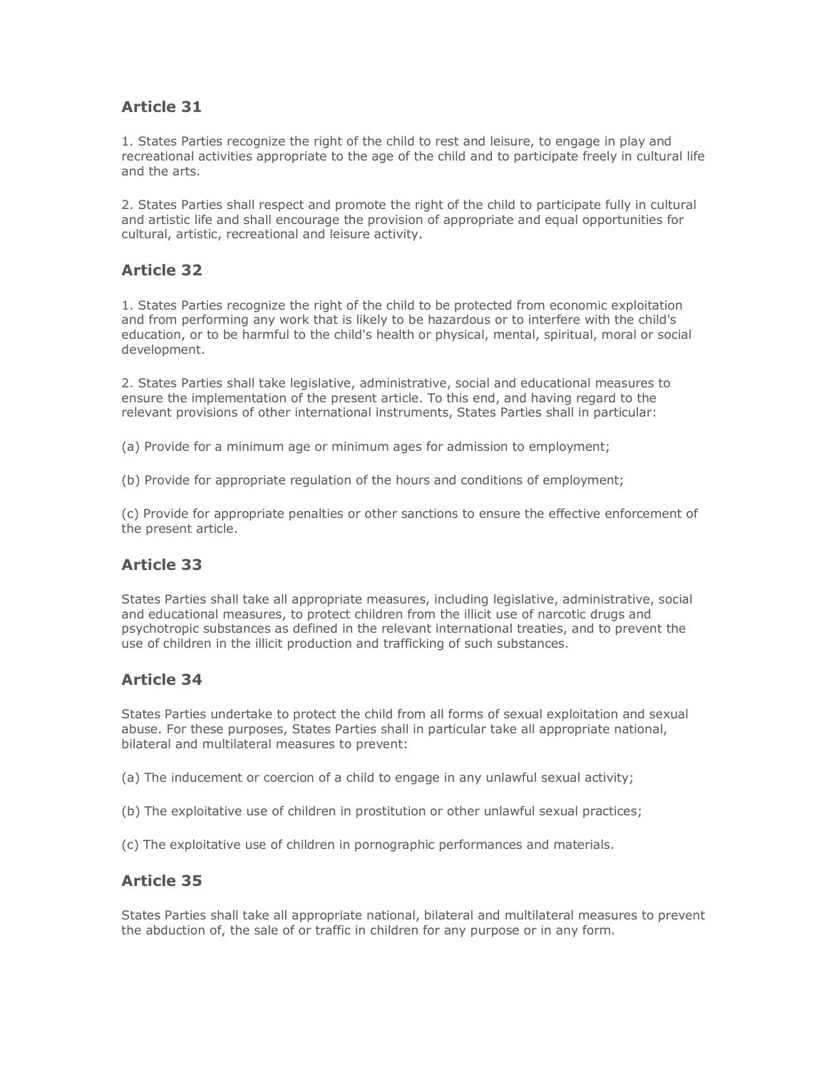## Article 31

1. States Parties recognize the right of the child to rest and leisure, to engage in play and recreational activities appropriate to the age of the child and to participate freely in cultural life and the arts.

2. States Parties shall respect and promote the right of the child to participate fully in cultural and artistic life and shall encourage the provision of appropriate and equal opportunities for cultural, artistic, recreational and leisure activity.

## Article 32

1. States Parties recognize the right of the child to be protected from economic exploitation and from performing any work that is likely to be hazardous or to interfere with the child's education, or to be harmful to the child's health or physical, mental, spiritual, moral or social development.

2. States Parties shall take legislative, administrative, social and educational measures to ensure the implementation of the present article. To this end, and having regard to the relevant provisions of other international instruments, States Parties shall in particular:

(a) Provide for a minimum age or minimum ages for admission to employment;

(b) Provide for appropriate regulation of the hours and conditions of employment;

(c) Provide for appropriate penalties or other sanctions to ensure the effective enforcement of the present article.

## Article 33

States Parties shall take all appropriate measures, including legislative, administrative, social and educational measures, to protect children from the illicit use of narcotic drugs and psychotropic substances as defined in the relevant international treaties, and to prevent the use of children in the illicit production and trafficking of such substances.

## Article 34

States Parties undertake to protect the child from all forms of sexual exploitation and sexual abuse. For these purposes, States Parties shall in particular take all appropriate national, bilateral and multilateral measures to prevent:

(a) The inducement or coercion of a child to engage in any unlawful sexual activity;

(b) The exploitative use of children in prostitution or other unlawful sexual practices;

(c) The exploitative use of children in pornographic performances and materials.

## Article 35

States Parties shall take all appropriate national, bilateral and multilateral measures to prevent the abduction of, the sale of or traffic in children for any purpose or in any form.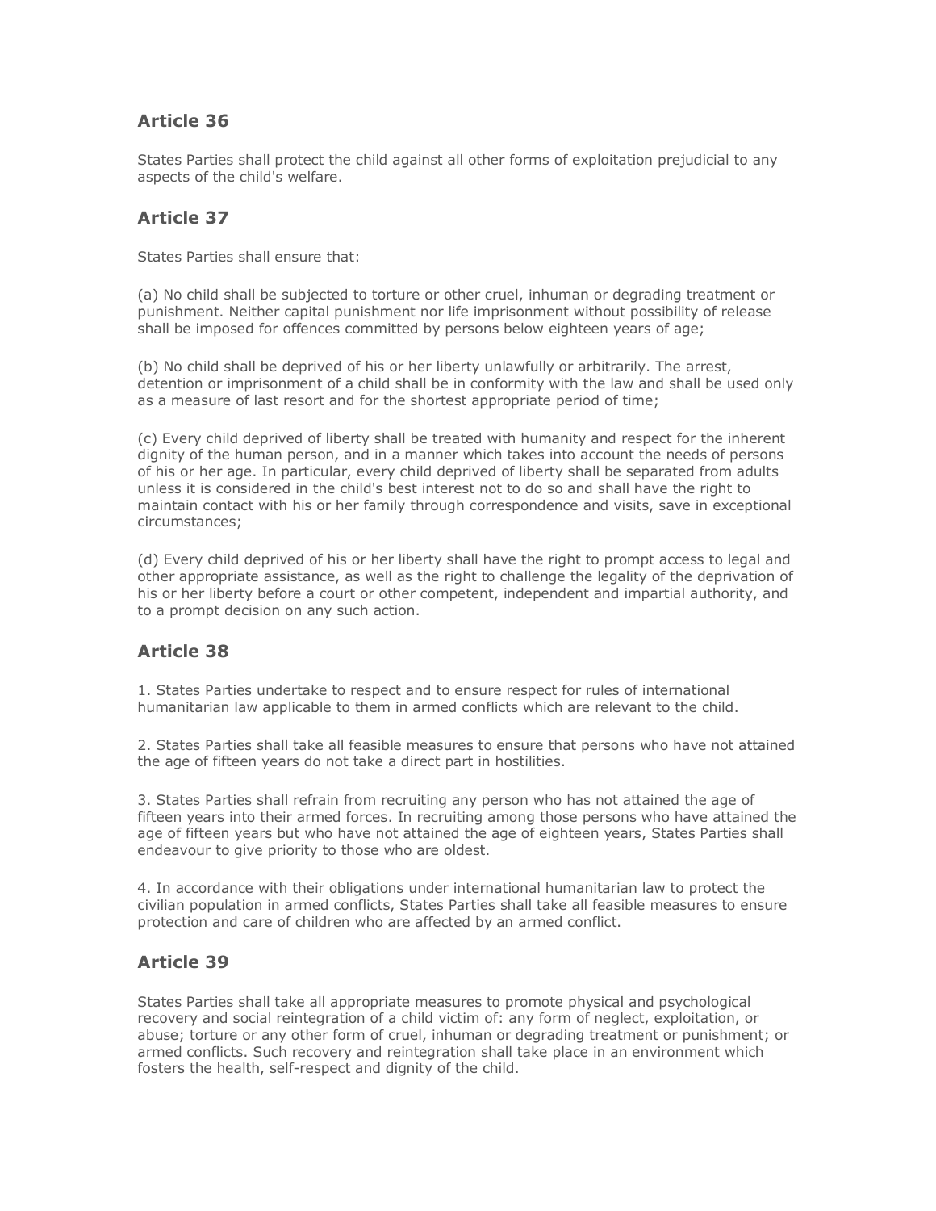## Article 36

States Parties shall protect the child against all other forms of exploitation prejudicial to any aspects of the child's welfare.

## Article 37

States Parties shall ensure that:

(a) No child shall be subjected to torture or other cruel, inhuman or degrading treatment or punishment. Neither capital punishment nor life imprisonment without possibility of release shall be imposed for offences committed by persons below eighteen years of age;

(b) No child shall be deprived of his or her liberty unlawfully or arbitrarily. The arrest, detention or imprisonment of a child shall be in conformity with the law and shall be used only as a measure of last resort and for the shortest appropriate period of time;

(c) Every child deprived of liberty shall be treated with humanity and respect for the inherent dignity of the human person, and in a manner which takes into account the needs of persons of his or her age. In particular, every child deprived of liberty shall be separated from adults unless it is considered in the child's best interest not to do so and shall have the right to maintain contact with his or her family through correspondence and visits, save in exceptional circumstances;

(d) Every child deprived of his or her liberty shall have the right to prompt access to legal and other appropriate assistance, as well as the right to challenge the legality of the deprivation of his or her liberty before a court or other competent, independent and impartial authority, and to a prompt decision on any such action.

## Article 38

1. States Parties undertake to respect and to ensure respect for rules of international humanitarian law applicable to them in armed conflicts which are relevant to the child.

2. States Parties shall take all feasible measures to ensure that persons who have not attained the age of fifteen years do not take a direct part in hostilities.

3. States Parties shall refrain from recruiting any person who has not attained the age of fifteen years into their armed forces. In recruiting among those persons who have attained the age of fifteen years but who have not attained the age of eighteen years, States Parties shall endeavour to give priority to those who are oldest.

4. In accordance with their obligations under international humanitarian law to protect the civilian population in armed conflicts, States Parties shall take all feasible measures to ensure protection and care of children who are affected by an armed conflict.

## Article 39

States Parties shall take all appropriate measures to promote physical and psychological recovery and social reintegration of a child victim of: any form of neglect, exploitation, or abuse; torture or any other form of cruel, inhuman or degrading treatment or punishment; or armed conflicts. Such recovery and reintegration shall take place in an environment which fosters the health, self-respect and dignity of the child.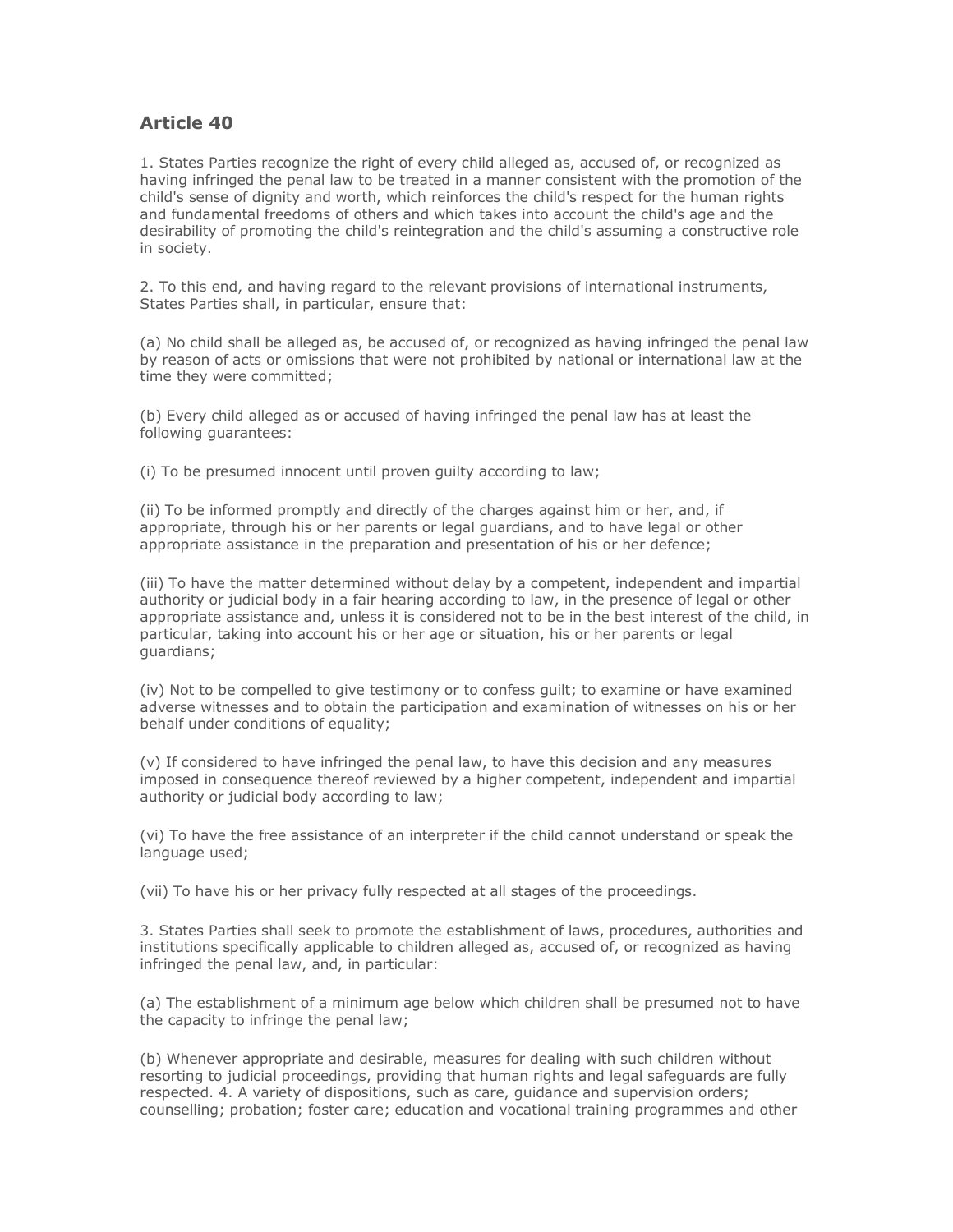## Article 40

1. States Parties recognize the right of every child alleged as, accused of, or recognized as having infringed the penal law to be treated in a manner consistent with the promotion of the child's sense of dignity and worth, which reinforces the child's respect for the human rights and fundamental freedoms of others and which takes into account the child's age and the desirability of promoting the child's reintegration and the child's assuming a constructive role in society.

2. To this end, and having regard to the relevant provisions of international instruments, States Parties shall, in particular, ensure that:

(a) No child shall be alleged as, be accused of, or recognized as having infringed the penal law by reason of acts or omissions that were not prohibited by national or international law at the time they were committed;

(b) Every child alleged as or accused of having infringed the penal law has at least the following guarantees:

(i) To be presumed innocent until proven guilty according to law;

(ii) To be informed promptly and directly of the charges against him or her, and, if appropriate, through his or her parents or legal guardians, and to have legal or other appropriate assistance in the preparation and presentation of his or her defence;

(iii) To have the matter determined without delay by a competent, independent and impartial authority or judicial body in a fair hearing according to law, in the presence of legal or other appropriate assistance and, unless it is considered not to be in the best interest of the child, in particular, taking into account his or her age or situation, his or her parents or legal guardians;

(iv) Not to be compelled to give testimony or to confess guilt; to examine or have examined adverse witnesses and to obtain the participation and examination of witnesses on his or her behalf under conditions of equality;

(v) If considered to have infringed the penal law, to have this decision and any measures imposed in consequence thereof reviewed by a higher competent, independent and impartial authority or judicial body according to law;

(vi) To have the free assistance of an interpreter if the child cannot understand or speak the language used;

(vii) To have his or her privacy fully respected at all stages of the proceedings.

3. States Parties shall seek to promote the establishment of laws, procedures, authorities and institutions specifically applicable to children alleged as, accused of, or recognized as having infringed the penal law, and, in particular:

(a) The establishment of a minimum age below which children shall be presumed not to have the capacity to infringe the penal law;

(b) Whenever appropriate and desirable, measures for dealing with such children without resorting to judicial proceedings, providing that human rights and legal safeguards are fully respected. 4. A variety of dispositions, such as care, guidance and supervision orders; counselling; probation; foster care; education and vocational training programmes and other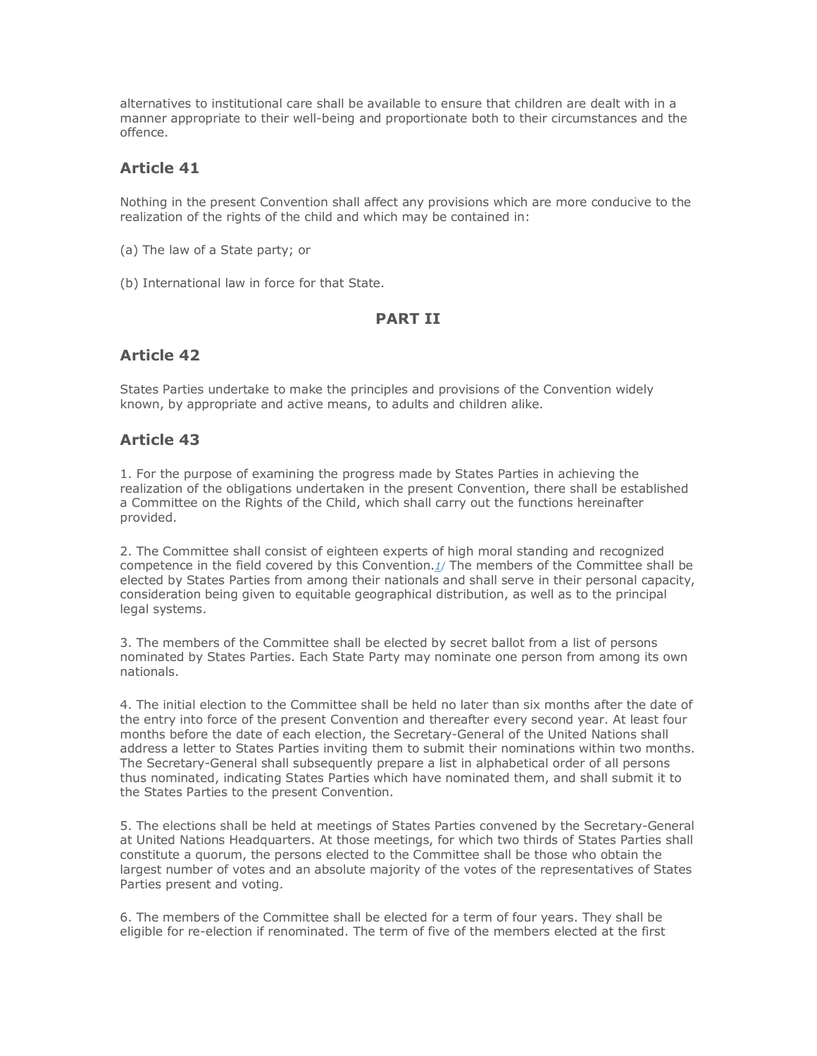alternatives to institutional care shall be available to ensure that children are dealt with in a manner appropriate to their well-being and proportionate both to their circumstances and the offence.

## Article 41

Nothing in the present Convention shall affect any provisions which are more conducive to the realization of the rights of the child and which may be contained in:

(a) The law of a State party; or

(b) International law in force for that State.

# PART II

## Article 42

States Parties undertake to make the principles and provisions of the Convention widely known, by appropriate and active means, to adults and children alike.

## Article 43

1. For the purpose of examining the progress made by States Parties in achieving the realization of the obligations undertaken in the present Convention, there shall be established a Committee on the Rights of the Child, which shall carry out the functions hereinafter provided.

2. The Committee shall consist of eighteen experts of high moral standing and recognized competence in the field covered by this Convention.[1/] The members of the Committee shall be elected by States Parties from among their nationals and shall serve in their personal capacity, consideration being given to equitable geographical distribution, as well as to the principal legal systems.

3. The members of the Committee shall be elected by secret ballot from a list of persons nominated by States Parties. Each State Party may nominate one person from among its own nationals.

4. The initial election to the Committee shall be held no later than six months after the date of the entry into force of the present Convention and thereafter every second year. At least four months before the date of each election, the Secretary-General of the United Nations shall address a letter to States Parties inviting them to submit their nominations within two months. The Secretary-General shall subsequently prepare a list in alphabetical order of all persons thus nominated, indicating States Parties which have nominated them, and shall submit it to the States Parties to the present Convention.

5. The elections shall be held at meetings of States Parties convened by the Secretary-General at United Nations Headquarters. At those meetings, for which two thirds of States Parties shall constitute a quorum, the persons elected to the Committee shall be those who obtain the largest number of votes and an absolute majority of the votes of the representatives of States Parties present and voting.

6. The members of the Committee shall be elected for a term of four years. They shall be eligible for re-election if renominated. The term of five of the members elected at the first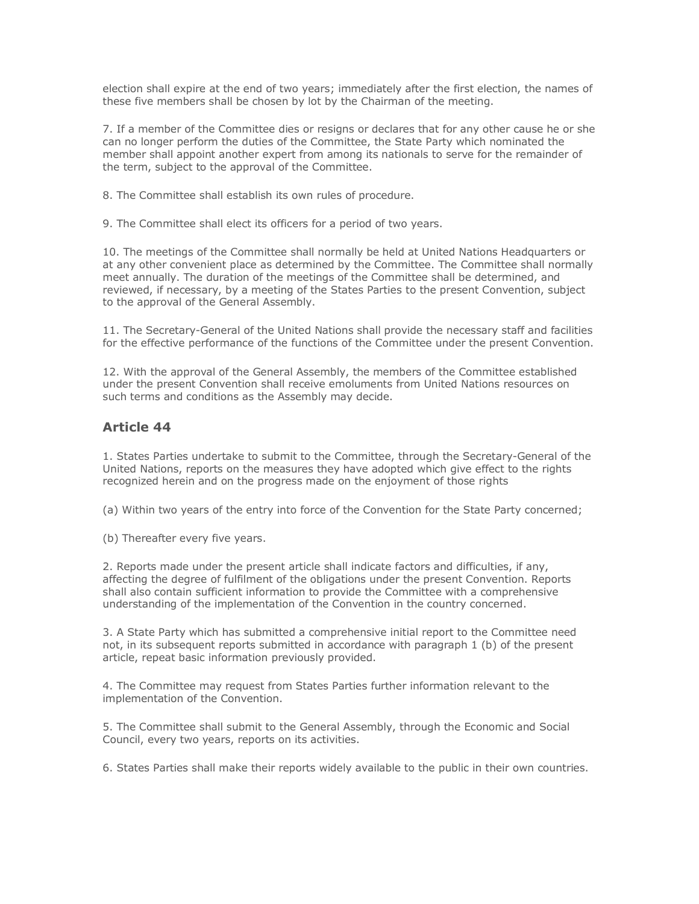election shall expire at the end of two years; immediately after the first election, the names of these five members shall be chosen by lot by the Chairman of the meeting.

7. If a member of the Committee dies or resigns or declares that for any other cause he or she can no longer perform the duties of the Committee, the State Party which nominated the member shall appoint another expert from among its nationals to serve for the remainder of the term, subject to the approval of the Committee.

8. The Committee shall establish its own rules of procedure.

9. The Committee shall elect its officers for a period of two years.

10. The meetings of the Committee shall normally be held at United Nations Headquarters or at any other convenient place as determined by the Committee. The Committee shall normally meet annually. The duration of the meetings of the Committee shall be determined, and reviewed, if necessary, by a meeting of the States Parties to the present Convention, subject to the approval of the General Assembly.

11. The Secretary-General of the United Nations shall provide the necessary staff and facilities for the effective performance of the functions of the Committee under the present Convention.

12. With the approval of the General Assembly, the members of the Committee established under the present Convention shall receive emoluments from United Nations resources on such terms and conditions as the Assembly may decide.

## Article 44

1. States Parties undertake to submit to the Committee, through the Secretary-General of the United Nations, reports on the measures they have adopted which give effect to the rights recognized herein and on the progress made on the enjoyment of those rights

(a) Within two years of the entry into force of the Convention for the State Party concerned;

(b) Thereafter every five years.

2. Reports made under the present article shall indicate factors and difficulties, if any, affecting the degree of fulfilment of the obligations under the present Convention. Reports shall also contain sufficient information to provide the Committee with a comprehensive understanding of the implementation of the Convention in the country concerned.

3. A State Party which has submitted a comprehensive initial report to the Committee need not, in its subsequent reports submitted in accordance with paragraph 1 (b) of the present article, repeat basic information previously provided.

4. The Committee may request from States Parties further information relevant to the implementation of the Convention.

5. The Committee shall submit to the General Assembly, through the Economic and Social Council, every two years, reports on its activities.

6. States Parties shall make their reports widely available to the public in their own countries.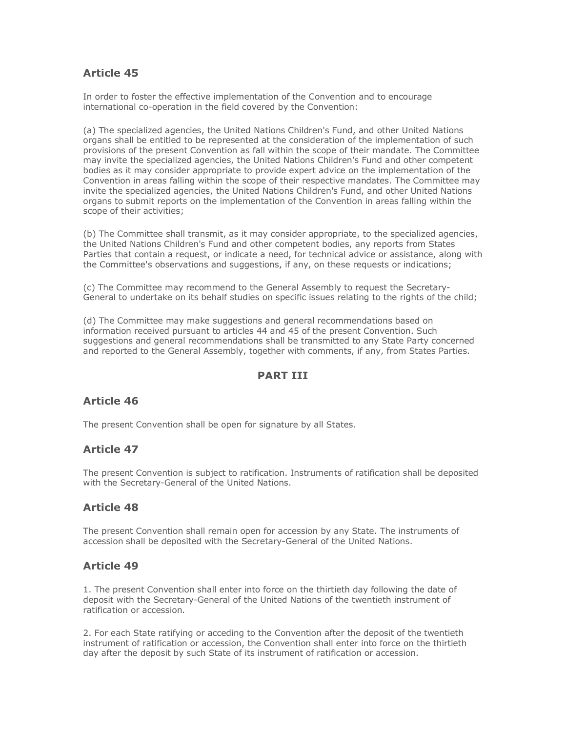## Article 45

In order to foster the effective implementation of the Convention and to encourage international co-operation in the field covered by the Convention:

(a) The specialized agencies, the United Nations Children's Fund, and other United Nations organs shall be entitled to be represented at the consideration of the implementation of such provisions of the present Convention as fall within the scope of their mandate. The Committee may invite the specialized agencies, the United Nations Children's Fund and other competent bodies as it may consider appropriate to provide expert advice on the implementation of the Convention in areas falling within the scope of their respective mandates. The Committee may invite the specialized agencies, the United Nations Children's Fund, and other United Nations organs to submit reports on the implementation of the Convention in areas falling within the scope of their activities;

(b) The Committee shall transmit, as it may consider appropriate, to the specialized agencies, the United Nations Children's Fund and other competent bodies, any reports from States Parties that contain a request, or indicate a need, for technical advice or assistance, along with the Committee's observations and suggestions, if any, on these requests or indications;

(c) The Committee may recommend to the General Assembly to request the Secretary-General to undertake on its behalf studies on specific issues relating to the rights of the child;

(d) The Committee may make suggestions and general recommendations based on information received pursuant to articles 44 and 45 of the present Convention. Such suggestions and general recommendations shall be transmitted to any State Party concerned and reported to the General Assembly, together with comments, if any, from States Parties.

# PART III

## Article 46

The present Convention shall be open for signature by all States.

## Article 47

The present Convention is subject to ratification. Instruments of ratification shall be deposited with the Secretary-General of the United Nations.

## Article 48

The present Convention shall remain open for accession by any State. The instruments of accession shall be deposited with the Secretary-General of the United Nations.

## Article 49

1. The present Convention shall enter into force on the thirtieth day following the date of deposit with the Secretary-General of the United Nations of the twentieth instrument of ratification or accession.

2. For each State ratifying or acceding to the Convention after the deposit of the twentieth instrument of ratification or accession, the Convention shall enter into force on the thirtieth day after the deposit by such State of its instrument of ratification or accession.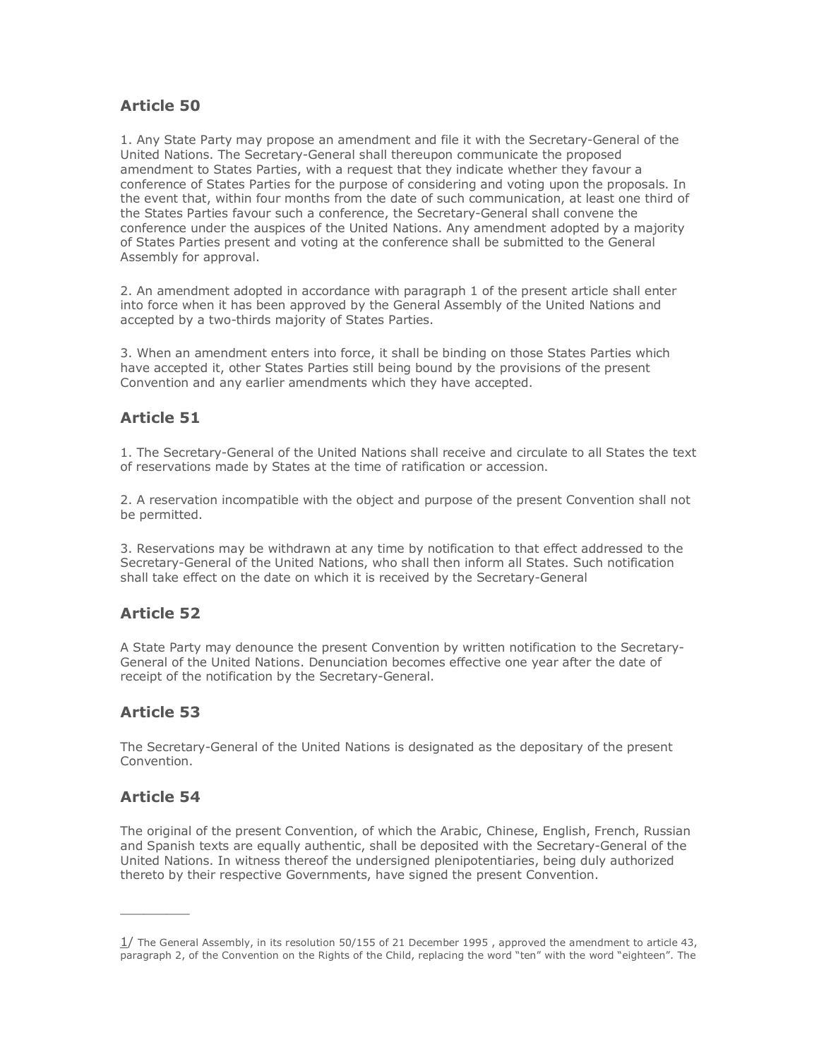## Article 50

1. Any State Party may propose an amendment and file it with the Secretary-General of the United Nations. The Secretary-General shall thereupon communicate the proposed amendment to States Parties, with a request that they indicate whether they favour a conference of States Parties for the purpose of considering and voting upon the proposals. In the event that, within four months from the date of such communication, at least one third of the States Parties favour such a conference, the Secretary-General shall convene the conference under the auspices of the United Nations. Any amendment adopted by a majority of States Parties present and voting at the conference shall be submitted to the General Assembly for approval.

2. An amendment adopted in accordance with paragraph 1 of the present article shall enter into force when it has been approved by the General Assembly of the United Nations and accepted by a two-thirds majority of States Parties.

3. When an amendment enters into force, it shall be binding on those States Parties which have accepted it, other States Parties still being bound by the provisions of the present Convention and any earlier amendments which they have accepted.

## Article 51

1. The Secretary-General of the United Nations shall receive and circulate to all States the text of reservations made by States at the time of ratification or accession.

2. A reservation incompatible with the object and purpose of the present Convention shall not be permitted.

3. Reservations may be withdrawn at any time by notification to that effect addressed to the Secretary-General of the United Nations, who shall then inform all States. Such notification shall take effect on the date on which it is received by the Secretary-General

## Article 52

A State Party may denounce the present Convention by written notification to the Secretary-General of the United Nations. Denunciation becomes effective one year after the date of receipt of the notification by the Secretary-General.

## Article 53

The Secretary-General of the United Nations is designated as the depositary of the present Convention.

## Article 54

The original of the present Convention, of which the Arabic, Chinese, English, French, Russian and Spanish texts are equally authentic, shall be deposited with the Secretary-General of the United Nations. In witness thereof the undersigned plenipotentiaries, being duly authorized thereto by their respective Governments, have signed the present Convention.

---

1/ The General Assembly, in its resolution 50/155 of 21 December 1995 , approved the amendment to article 43, paragraph 2, of the Convention on the Rights of the Child, replacing the word "ten" with the word "eighteen". The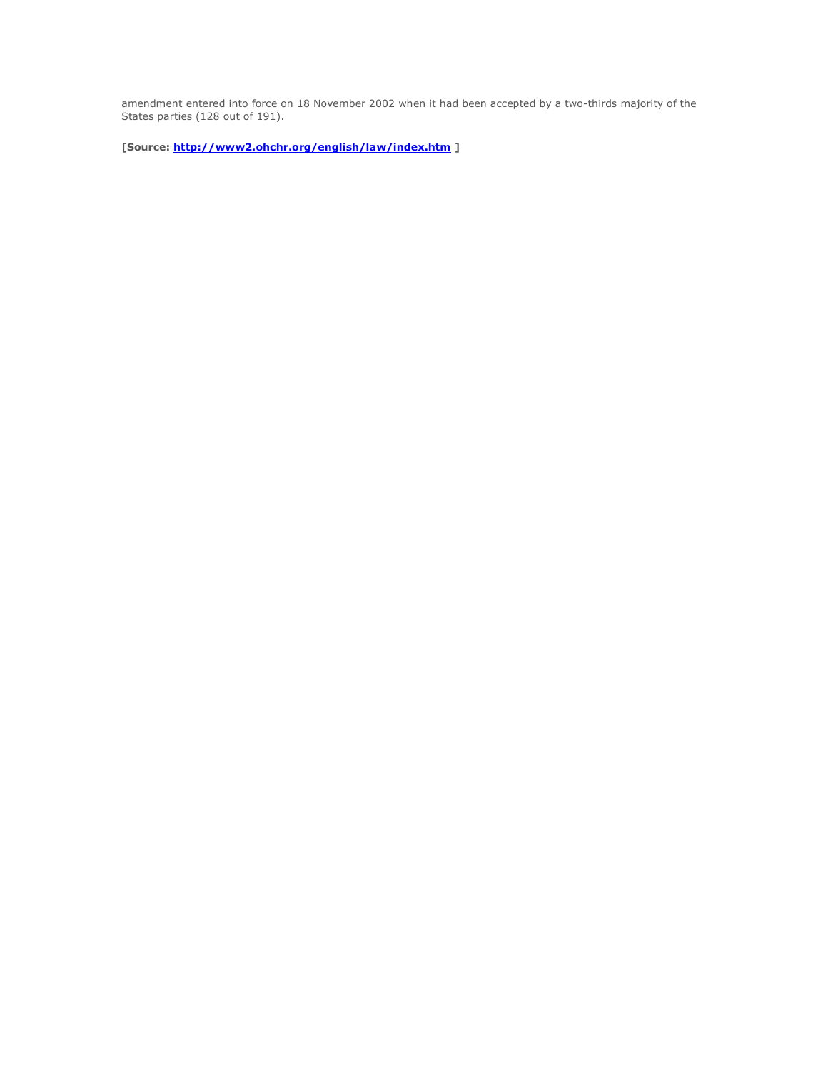amendment entered into force on 18 November 2002 when it had been accepted by a two-thirds majority of the States parties (128 out of 191).

**[Source: http://www2.ohchr.org/english/law/index.htm ]**